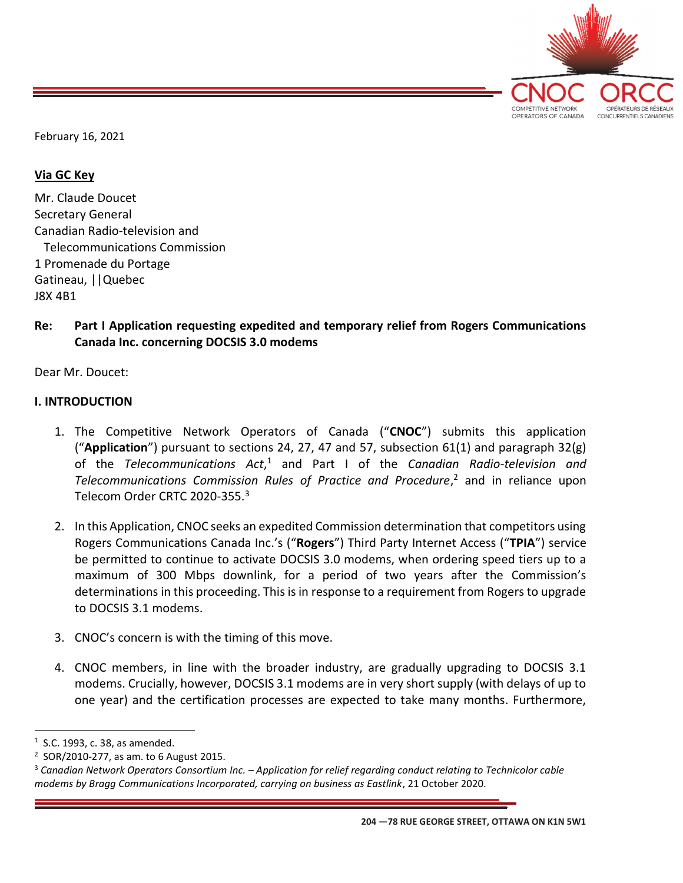February 16, 2021

**Via GC Key**

Mr. Claude Doucet
Secretary General
Canadian Radio-television and
Telecommunications Commission
1 Promenade du Portage
Gatineau, ||Quebec
J8X 4B1

**Re: Part I Application requesting expedited and temporary relief from Rogers Communications Canada Inc. concerning DOCSIS 3.0 modems**

Dear Mr. Doucet:

## I. INTRODUCTION

1. The Competitive Network Operators of Canada ("**CNOC**") submits this application ("**Application**") pursuant to sections 24, 27, 47 and 57, subsection 61(1) and paragraph 32(g) of the *Telecommunications Act*,[1] and Part I of the *Canadian Radio-television and Telecommunications Commission Rules of Practice and Procedure*,[2] and in reliance upon Telecom Order CRTC 2020-355.[3]

2. In this Application, CNOC seeks an expedited Commission determination that competitors using Rogers Communications Canada Inc.'s ("**Rogers**") Third Party Internet Access ("**TPIA**") service be permitted to continue to activate DOCSIS 3.0 modems, when ordering speed tiers up to a maximum of 300 Mbps downlink, for a period of two years after the Commission's determinations in this proceeding. This is in response to a requirement from Rogers to upgrade to DOCSIS 3.1 modems.

3. CNOC's concern is with the timing of this move.

4. CNOC members, in line with the broader industry, are gradually upgrading to DOCSIS 3.1 modems. Crucially, however, DOCSIS 3.1 modems are in very short supply (with delays of up to one year) and the certification processes are expected to take many months. Furthermore,

---

[1] S.C. 1993, c. 38, as amended.

[2] SOR/2010-277, as am. to 6 August 2015.

[3] *Canadian Network Operators Consortium Inc. – Application for relief regarding conduct relating to Technicolor cable modems by Bragg Communications Incorporated, carrying on business as Eastlink*, 21 October 2020.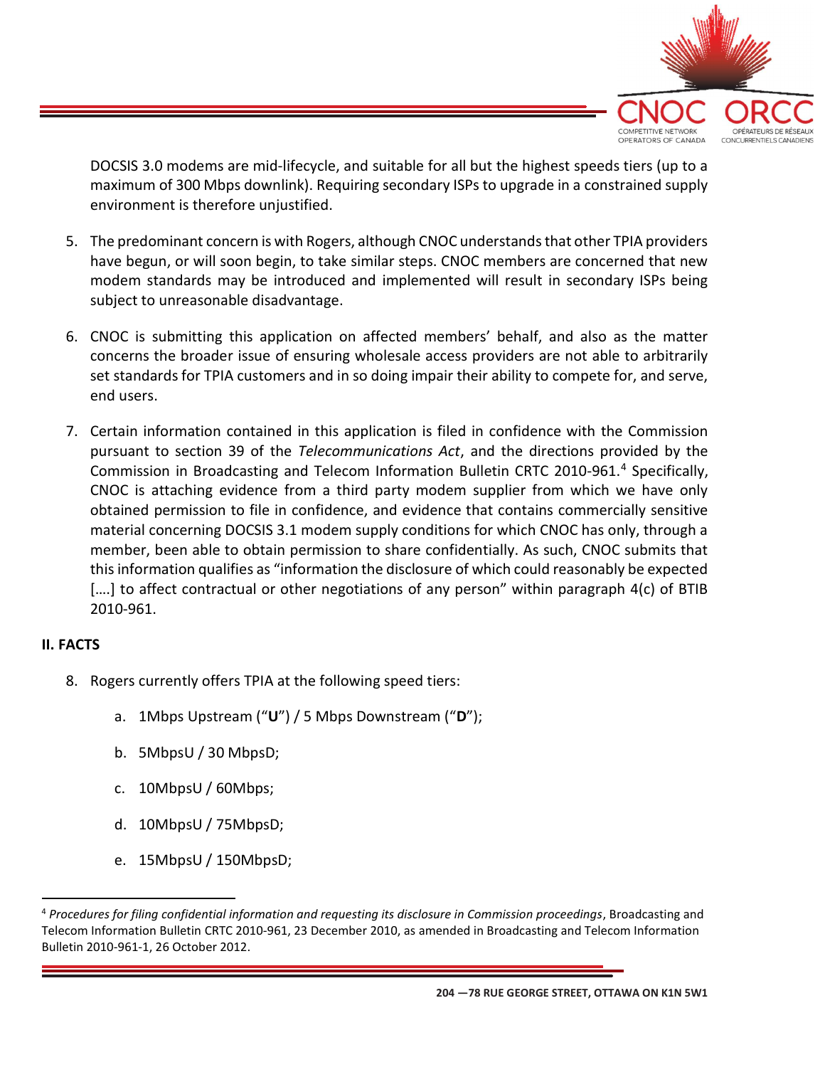DOCSIS 3.0 modems are mid-lifecycle, and suitable for all but the highest speeds tiers (up to a maximum of 300 Mbps downlink). Requiring secondary ISPs to upgrade in a constrained supply environment is therefore unjustified.

5. The predominant concern is with Rogers, although CNOC understands that other TPIA providers have begun, or will soon begin, to take similar steps. CNOC members are concerned that new modem standards may be introduced and implemented will result in secondary ISPs being subject to unreasonable disadvantage.

6. CNOC is submitting this application on affected members' behalf, and also as the matter concerns the broader issue of ensuring wholesale access providers are not able to arbitrarily set standards for TPIA customers and in so doing impair their ability to compete for, and serve, end users.

7. Certain information contained in this application is filed in confidence with the Commission pursuant to section 39 of the *Telecommunications Act*, and the directions provided by the Commission in Broadcasting and Telecom Information Bulletin CRTC 2010-961.[4] Specifically, CNOC is attaching evidence from a third party modem supplier from which we have only obtained permission to file in confidence, and evidence that contains commercially sensitive material concerning DOCSIS 3.1 modem supply conditions for which CNOC has only, through a member, been able to obtain permission to share confidentially. As such, CNOC submits that this information qualifies as "information the disclosure of which could reasonably be expected [….] to affect contractual or other negotiations of any person" within paragraph 4(c) of BTIB 2010-961.

## II. FACTS

8. Rogers currently offers TPIA at the following speed tiers:

   a. 1Mbps Upstream ("**U**") / 5 Mbps Downstream ("**D**");

   b. 5MbpsU / 30 MbpsD;

   c. 10MbpsU / 60Mbps;

   d. 10MbpsU / 75MbpsD;

   e. 15MbpsU / 150MbpsD;

---

[4] *Procedures for filing confidential information and requesting its disclosure in Commission proceedings*, Broadcasting and Telecom Information Bulletin CRTC 2010-961, 23 December 2010, as amended in Broadcasting and Telecom Information Bulletin 2010-961-1, 26 October 2012.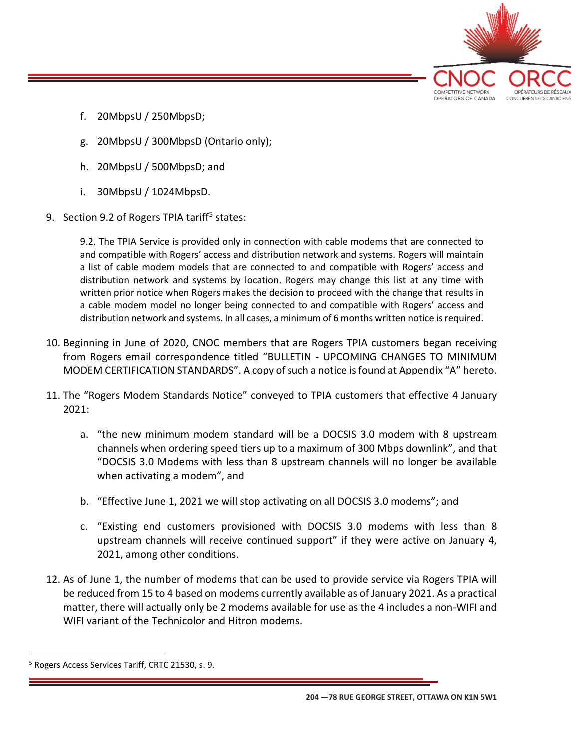f. 20MbpsU / 250MbpsD;

g. 20MbpsU / 300MbpsD (Ontario only);

h. 20MbpsU / 500MbpsD; and

i. 30MbpsU / 1024MbpsD.

9. Section 9.2 of Rogers TPIA tariff[5] states:

> 9.2. The TPIA Service is provided only in connection with cable modems that are connected to and compatible with Rogers' access and distribution network and systems. Rogers will maintain a list of cable modem models that are connected to and compatible with Rogers' access and distribution network and systems by location. Rogers may change this list at any time with written prior notice when Rogers makes the decision to proceed with the change that results in a cable modem model no longer being connected to and compatible with Rogers' access and distribution network and systems. In all cases, a minimum of 6 months written notice is required.

10. Beginning in June of 2020, CNOC members that are Rogers TPIA customers began receiving from Rogers email correspondence titled "BULLETIN - UPCOMING CHANGES TO MINIMUM MODEM CERTIFICATION STANDARDS". A copy of such a notice is found at Appendix "A" hereto.

11. The "Rogers Modem Standards Notice" conveyed to TPIA customers that effective 4 January 2021:

    a. "the new minimum modem standard will be a DOCSIS 3.0 modem with 8 upstream channels when ordering speed tiers up to a maximum of 300 Mbps downlink", and that "DOCSIS 3.0 Modems with less than 8 upstream channels will no longer be available when activating a modem", and

    b. "Effective June 1, 2021 we will stop activating on all DOCSIS 3.0 modems"; and

    c. "Existing end customers provisioned with DOCSIS 3.0 modems with less than 8 upstream channels will receive continued support" if they were active on January 4, 2021, among other conditions.

12. As of June 1, the number of modems that can be used to provide service via Rogers TPIA will be reduced from 15 to 4 based on modems currently available as of January 2021. As a practical matter, there will actually only be 2 modems available for use as the 4 includes a non-WIFI and WIFI variant of the Technicolor and Hitron modems.

[5] Rogers Access Services Tariff, CRTC 21530, s. 9.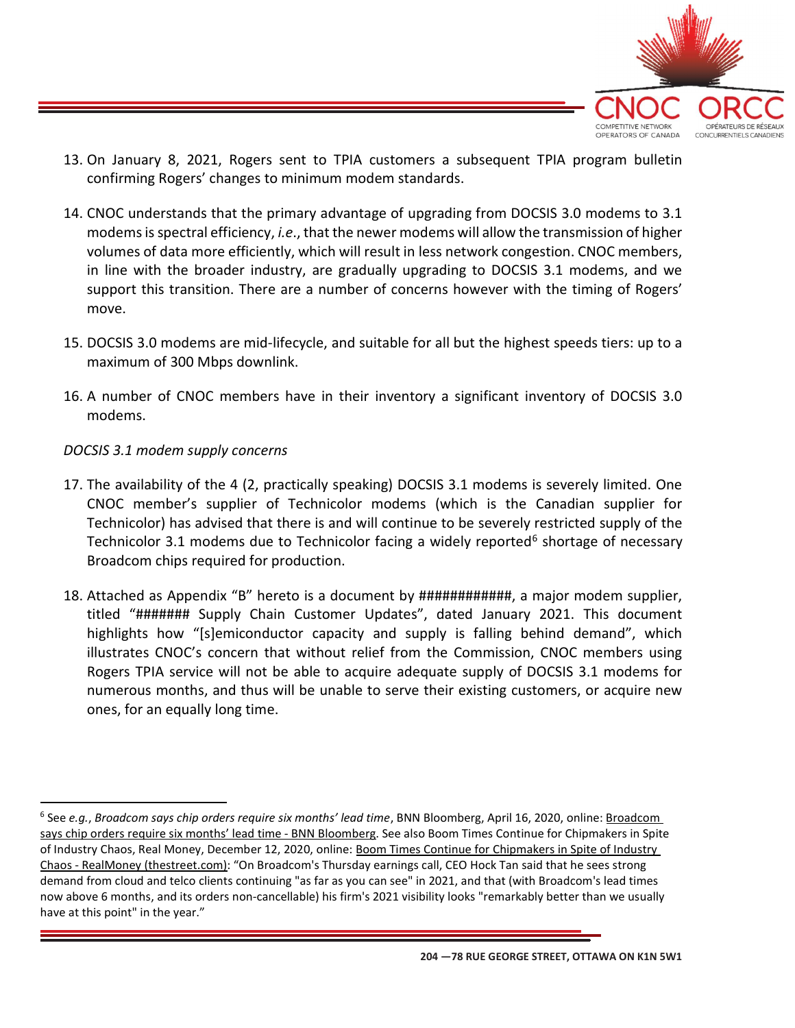13. On January 8, 2021, Rogers sent to TPIA customers a subsequent TPIA program bulletin confirming Rogers' changes to minimum modem standards.

14. CNOC understands that the primary advantage of upgrading from DOCSIS 3.0 modems to 3.1 modems is spectral efficiency, *i.e.*, that the newer modems will allow the transmission of higher volumes of data more efficiently, which will result in less network congestion. CNOC members, in line with the broader industry, are gradually upgrading to DOCSIS 3.1 modems, and we support this transition. There are a number of concerns however with the timing of Rogers' move.

15. DOCSIS 3.0 modems are mid-lifecycle, and suitable for all but the highest speeds tiers: up to a maximum of 300 Mbps downlink.

16. A number of CNOC members have in their inventory a significant inventory of DOCSIS 3.0 modems.

*DOCSIS 3.1 modem supply concerns*

17. The availability of the 4 (2, practically speaking) DOCSIS 3.1 modems is severely limited. One CNOC member's supplier of Technicolor modems (which is the Canadian supplier for Technicolor) has advised that there is and will continue to be severely restricted supply of the Technicolor 3.1 modems due to Technicolor facing a widely reported[6] shortage of necessary Broadcom chips required for production.

18. Attached as Appendix "B" hereto is a document by ############, a major modem supplier, titled "####### Supply Chain Customer Updates", dated January 2021. This document highlights how "[s]emiconductor capacity and supply is falling behind demand", which illustrates CNOC's concern that without relief from the Commission, CNOC members using Rogers TPIA service will not be able to acquire adequate supply of DOCSIS 3.1 modems for numerous months, and thus will be unable to serve their existing customers, or acquire new ones, for an equally long time.

---

[6] See *e.g.*, *Broadcom says chip orders require six months' lead time*, BNN Bloomberg, April 16, 2020, online: Broadcom says chip orders require six months' lead time - BNN Bloomberg. See also Boom Times Continue for Chipmakers in Spite of Industry Chaos, Real Money, December 12, 2020, online: Boom Times Continue for Chipmakers in Spite of Industry Chaos - RealMoney (thestreet.com): "On Broadcom's Thursday earnings call, CEO Hock Tan said that he sees strong demand from cloud and telco clients continuing "as far as you can see" in 2021, and that (with Broadcom's lead times now above 6 months, and its orders non-cancellable) his firm's 2021 visibility looks "remarkably better than we usually have at this point" in the year."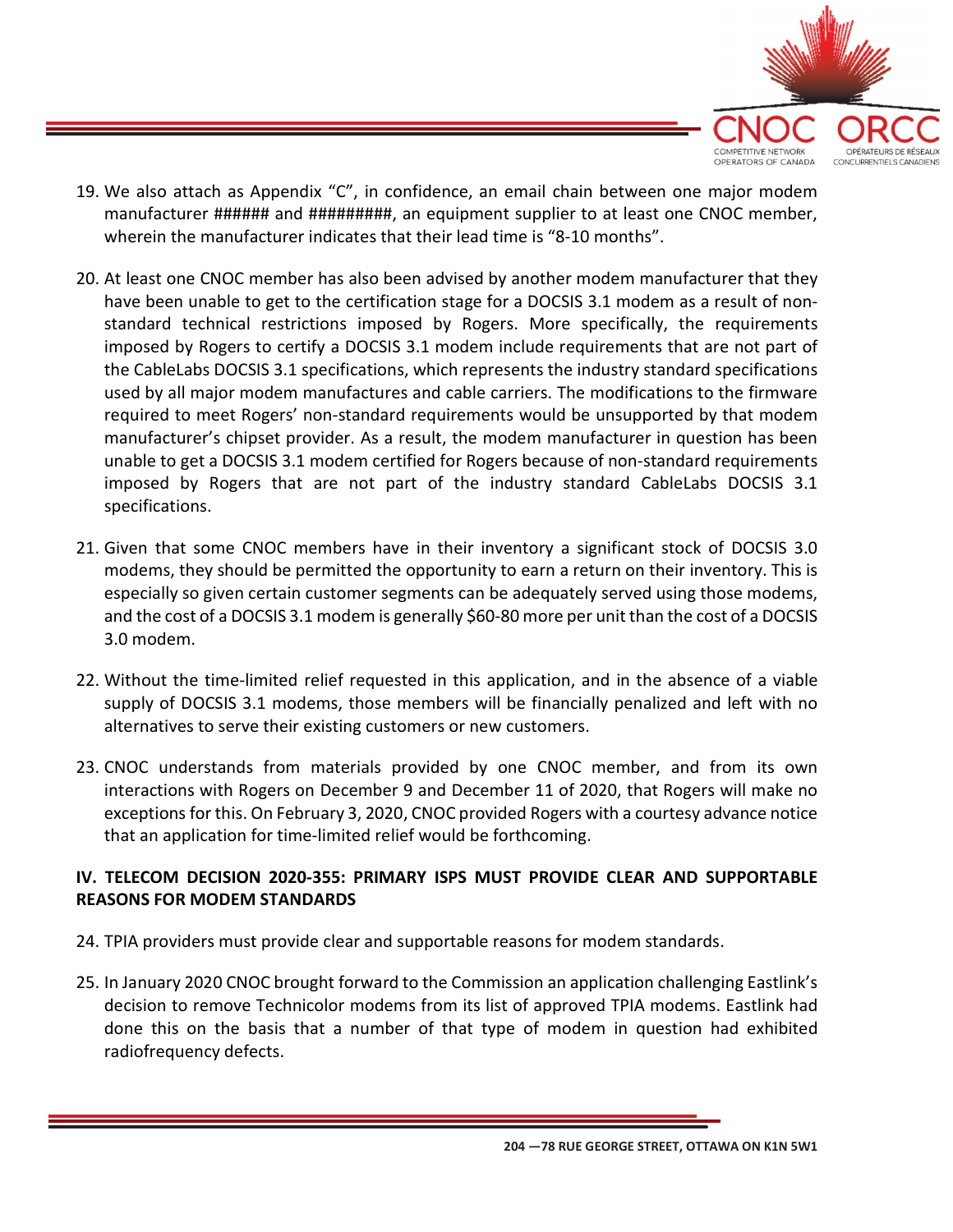19. We also attach as Appendix "C", in confidence, an email chain between one major modem manufacturer ###### and #########, an equipment supplier to at least one CNOC member, wherein the manufacturer indicates that their lead time is "8-10 months".

20. At least one CNOC member has also been advised by another modem manufacturer that they have been unable to get to the certification stage for a DOCSIS 3.1 modem as a result of non-standard technical restrictions imposed by Rogers. More specifically, the requirements imposed by Rogers to certify a DOCSIS 3.1 modem include requirements that are not part of the CableLabs DOCSIS 3.1 specifications, which represents the industry standard specifications used by all major modem manufactures and cable carriers. The modifications to the firmware required to meet Rogers' non-standard requirements would be unsupported by that modem manufacturer's chipset provider. As a result, the modem manufacturer in question has been unable to get a DOCSIS 3.1 modem certified for Rogers because of non-standard requirements imposed by Rogers that are not part of the industry standard CableLabs DOCSIS 3.1 specifications.

21. Given that some CNOC members have in their inventory a significant stock of DOCSIS 3.0 modems, they should be permitted the opportunity to earn a return on their inventory. This is especially so given certain customer segments can be adequately served using those modems, and the cost of a DOCSIS 3.1 modem is generally $60-80 more per unit than the cost of a DOCSIS 3.0 modem.

22. Without the time-limited relief requested in this application, and in the absence of a viable supply of DOCSIS 3.1 modems, those members will be financially penalized and left with no alternatives to serve their existing customers or new customers.

23. CNOC understands from materials provided by one CNOC member, and from its own interactions with Rogers on December 9 and December 11 of 2020, that Rogers will make no exceptions for this. On February 3, 2020, CNOC provided Rogers with a courtesy advance notice that an application for time-limited relief would be forthcoming.

## IV. TELECOM DECISION 2020-355: PRIMARY ISPS MUST PROVIDE CLEAR AND SUPPORTABLE REASONS FOR MODEM STANDARDS

24. TPIA providers must provide clear and supportable reasons for modem standards.

25. In January 2020 CNOC brought forward to the Commission an application challenging Eastlink's decision to remove Technicolor modems from its list of approved TPIA modems. Eastlink had done this on the basis that a number of that type of modem in question had exhibited radiofrequency defects.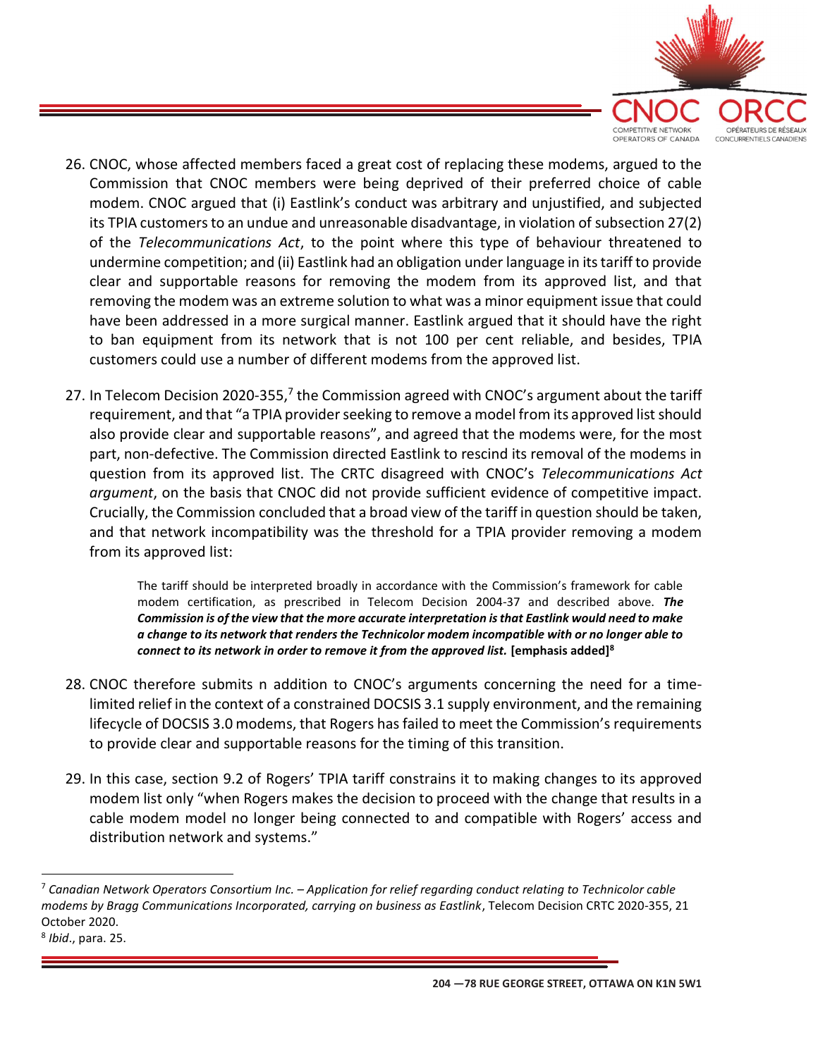26. CNOC, whose affected members faced a great cost of replacing these modems, argued to the Commission that CNOC members were being deprived of their preferred choice of cable modem. CNOC argued that (i) Eastlink's conduct was arbitrary and unjustified, and subjected its TPIA customers to an undue and unreasonable disadvantage, in violation of subsection 27(2) of the *Telecommunications Act*, to the point where this type of behaviour threatened to undermine competition; and (ii) Eastlink had an obligation under language in its tariff to provide clear and supportable reasons for removing the modem from its approved list, and that removing the modem was an extreme solution to what was a minor equipment issue that could have been addressed in a more surgical manner. Eastlink argued that it should have the right to ban equipment from its network that is not 100 per cent reliable, and besides, TPIA customers could use a number of different modems from the approved list.

27. In Telecom Decision 2020-355,[7] the Commission agreed with CNOC's argument about the tariff requirement, and that "a TPIA provider seeking to remove a model from its approved list should also provide clear and supportable reasons", and agreed that the modems were, for the most part, non-defective. The Commission directed Eastlink to rescind its removal of the modems in question from its approved list. The CRTC disagreed with CNOC's *Telecommunications Act argument*, on the basis that CNOC did not provide sufficient evidence of competitive impact. Crucially, the Commission concluded that a broad view of the tariff in question should be taken, and that network incompatibility was the threshold for a TPIA provider removing a modem from its approved list:

> The tariff should be interpreted broadly in accordance with the Commission's framework for cable modem certification, as prescribed in Telecom Decision 2004-37 and described above. ***The Commission is of the view that the more accurate interpretation is that Eastlink would need to make a change to its network that renders the Technicolor modem incompatible with or no longer able to connect to its network in order to remove it from the approved list.*** **[emphasis added]**[8]

28. CNOC therefore submits n addition to CNOC's arguments concerning the need for a time-limited relief in the context of a constrained DOCSIS 3.1 supply environment, and the remaining lifecycle of DOCSIS 3.0 modems, that Rogers has failed to meet the Commission's requirements to provide clear and supportable reasons for the timing of this transition.

29. In this case, section 9.2 of Rogers' TPIA tariff constrains it to making changes to its approved modem list only "when Rogers makes the decision to proceed with the change that results in a cable modem model no longer being connected to and compatible with Rogers' access and distribution network and systems."

---

[7] *Canadian Network Operators Consortium Inc. – Application for relief regarding conduct relating to Technicolor cable modems by Bragg Communications Incorporated, carrying on business as Eastlink*, Telecom Decision CRTC 2020-355, 21 October 2020.

[8] *Ibid*., para. 25.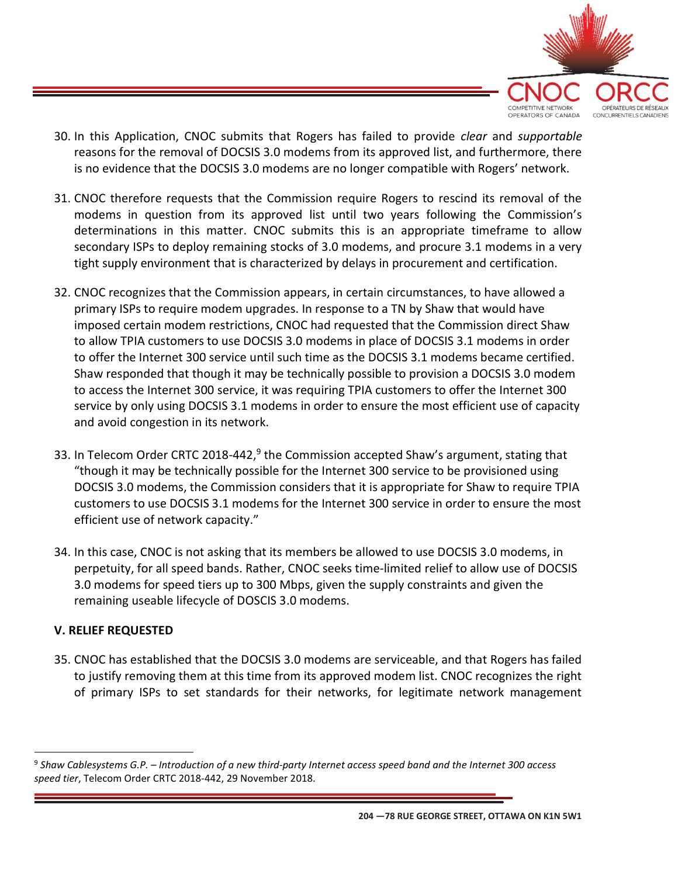30. In this Application, CNOC submits that Rogers has failed to provide *clear* and *supportable* reasons for the removal of DOCSIS 3.0 modems from its approved list, and furthermore, there is no evidence that the DOCSIS 3.0 modems are no longer compatible with Rogers' network.

31. CNOC therefore requests that the Commission require Rogers to rescind its removal of the modems in question from its approved list until two years following the Commission's determinations in this matter. CNOC submits this is an appropriate timeframe to allow secondary ISPs to deploy remaining stocks of 3.0 modems, and procure 3.1 modems in a very tight supply environment that is characterized by delays in procurement and certification.

32. CNOC recognizes that the Commission appears, in certain circumstances, to have allowed a primary ISPs to require modem upgrades. In response to a TN by Shaw that would have imposed certain modem restrictions, CNOC had requested that the Commission direct Shaw to allow TPIA customers to use DOCSIS 3.0 modems in place of DOCSIS 3.1 modems in order to offer the Internet 300 service until such time as the DOCSIS 3.1 modems became certified. Shaw responded that though it may be technically possible to provision a DOCSIS 3.0 modem to access the Internet 300 service, it was requiring TPIA customers to offer the Internet 300 service by only using DOCSIS 3.1 modems in order to ensure the most efficient use of capacity and avoid congestion in its network.

33. In Telecom Order CRTC 2018-442,[9] the Commission accepted Shaw's argument, stating that "though it may be technically possible for the Internet 300 service to be provisioned using DOCSIS 3.0 modems, the Commission considers that it is appropriate for Shaw to require TPIA customers to use DOCSIS 3.1 modems for the Internet 300 service in order to ensure the most efficient use of network capacity."

34. In this case, CNOC is not asking that its members be allowed to use DOCSIS 3.0 modems, in perpetuity, for all speed bands. Rather, CNOC seeks time-limited relief to allow use of DOCSIS 3.0 modems for speed tiers up to 300 Mbps, given the supply constraints and given the remaining useable lifecycle of DOSCIS 3.0 modems.

### V. RELIEF REQUESTED

35. CNOC has established that the DOCSIS 3.0 modems are serviceable, and that Rogers has failed to justify removing them at this time from its approved modem list. CNOC recognizes the right of primary ISPs to set standards for their networks, for legitimate network management

---

[9] *Shaw Cablesystems G.P. – Introduction of a new third-party Internet access speed band and the Internet 300 access speed tier*, Telecom Order CRTC 2018-442, 29 November 2018.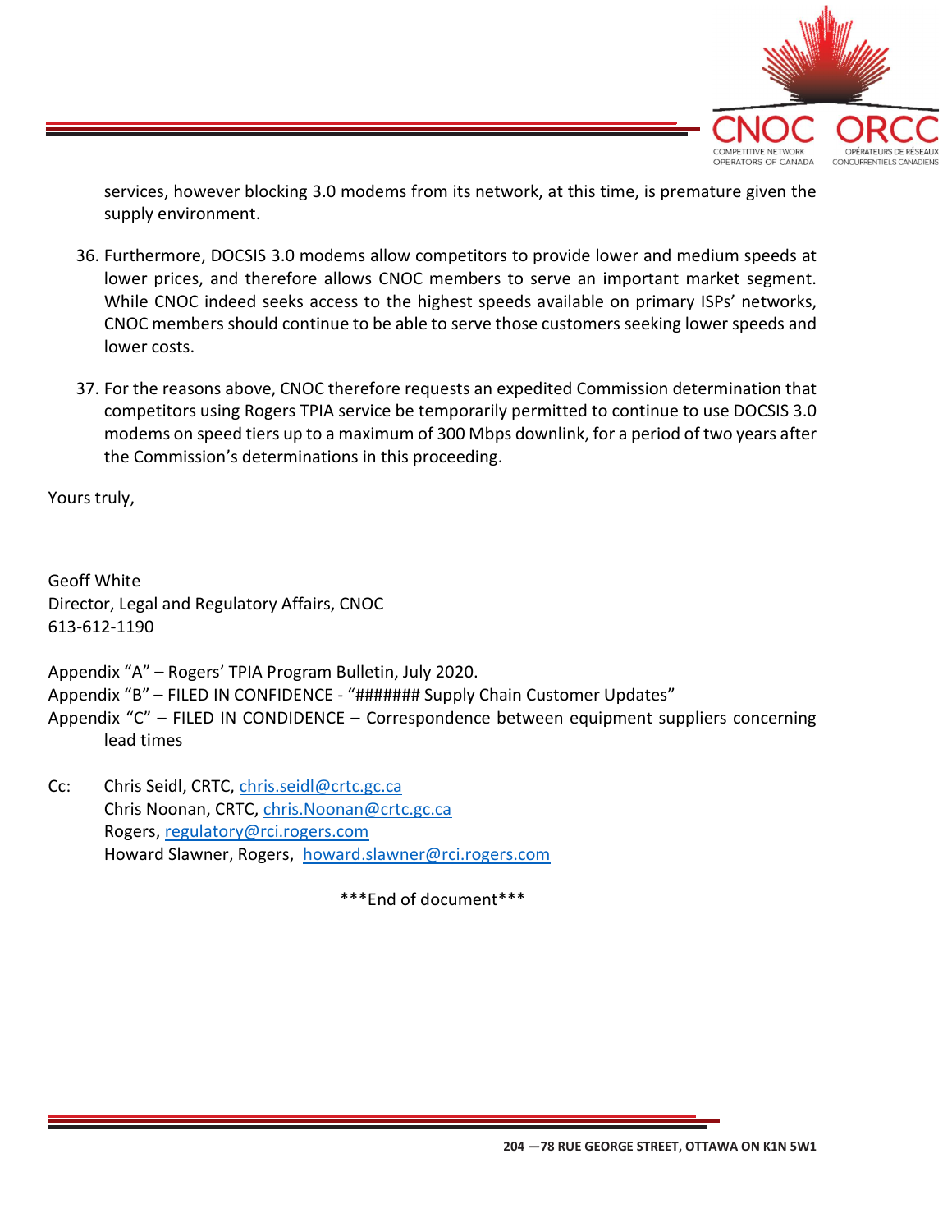services, however blocking 3.0 modems from its network, at this time, is premature given the supply environment.

36. Furthermore, DOCSIS 3.0 modems allow competitors to provide lower and medium speeds at lower prices, and therefore allows CNOC members to serve an important market segment. While CNOC indeed seeks access to the highest speeds available on primary ISPs' networks, CNOC members should continue to be able to serve those customers seeking lower speeds and lower costs.

37. For the reasons above, CNOC therefore requests an expedited Commission determination that competitors using Rogers TPIA service be temporarily permitted to continue to use DOCSIS 3.0 modems on speed tiers up to a maximum of 300 Mbps downlink, for a period of two years after the Commission's determinations in this proceeding.

Yours truly,

Geoff White
Director, Legal and Regulatory Affairs, CNOC
613-612-1190

Appendix "A" – Rogers' TPIA Program Bulletin, July 2020.
Appendix "B" – FILED IN CONFIDENCE - "####### Supply Chain Customer Updates"
Appendix "C" – FILED IN CONDIDENCE – Correspondence between equipment suppliers concerning lead times

Cc: Chris Seidl, CRTC, chris.seidl@crtc.gc.ca
Chris Noonan, CRTC, chris.Noonan@crtc.gc.ca
Rogers, regulatory@rci.rogers.com
Howard Slawner, Rogers, howard.slawner@rci.rogers.com

***End of document***